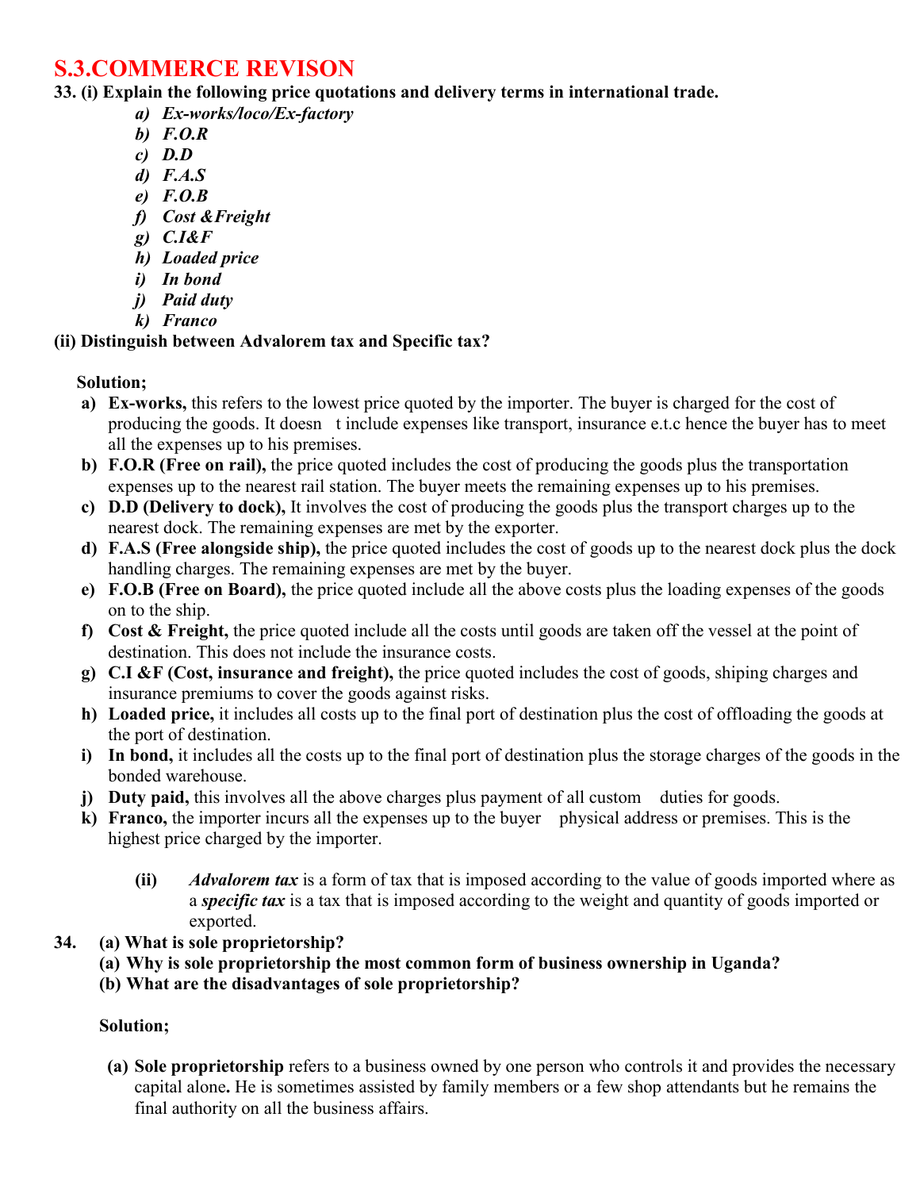# S.3.COMMERCE REVISON

**33. (i) Explain the following price quotations and delivery terms in international trade.**

- a) ***Ex-works/loco/Ex-factory***
- b) ***F.O.R***
- c) ***D.D***
- d) ***F.A.S***
- e) ***F.O.B***
- f) ***Cost &Freight***
- g) ***C.I&F***
- h) ***Loaded price***
- i) ***In bond***
- j) ***Paid duty***
- k) ***Franco***

**(ii) Distinguish between Advalorem tax and Specific tax?**

**Solution;**

- a) **Ex-works,** this refers to the lowest price quoted by the importer. The buyer is charged for the cost of producing the goods. It doesn t include expenses like transport, insurance e.t.c hence the buyer has to meet all the expenses up to his premises.
- b) **F.O.R (Free on rail),** the price quoted includes the cost of producing the goods plus the transportation expenses up to the nearest rail station. The buyer meets the remaining expenses up to his premises.
- c) **D.D (Delivery to dock),** It involves the cost of producing the goods plus the transport charges up to the nearest dock. The remaining expenses are met by the exporter.
- d) **F.A.S (Free alongside ship),** the price quoted includes the cost of goods up to the nearest dock plus the dock handling charges. The remaining expenses are met by the buyer.
- e) **F.O.B (Free on Board),** the price quoted include all the above costs plus the loading expenses of the goods on to the ship.
- f) **Cost & Freight,** the price quoted include all the costs until goods are taken off the vessel at the point of destination. This does not include the insurance costs.
- g) **C.I &F (Cost, insurance and freight),** the price quoted includes the cost of goods, shiping charges and insurance premiums to cover the goods against risks.
- h) **Loaded price,** it includes all costs up to the final port of destination plus the cost of offloading the goods at the port of destination.
- i) **In bond,** it includes all the costs up to the final port of destination plus the storage charges of the goods in the bonded warehouse.
- j) **Duty paid,** this involves all the above charges plus payment of all custom duties for goods.
- k) **Franco,** the importer incurs all the expenses up to the buyer physical address or premises. This is the highest price charged by the importer.

**(ii)** ***Advalorem tax*** is a form of tax that is imposed according to the value of goods imported where as a ***specific tax*** is a tax that is imposed according to the weight and quantity of goods imported or exported.

**34. (a) What is sole proprietorship?**

**(a) Why is sole proprietorship the most common form of business ownership in Uganda?**

**(b) What are the disadvantages of sole proprietorship?**

**Solution;**

**(a) Sole proprietorship** refers to a business owned by one person who controls it and provides the necessary capital alone**.** He is sometimes assisted by family members or a few shop attendants but he remains the final authority on all the business affairs.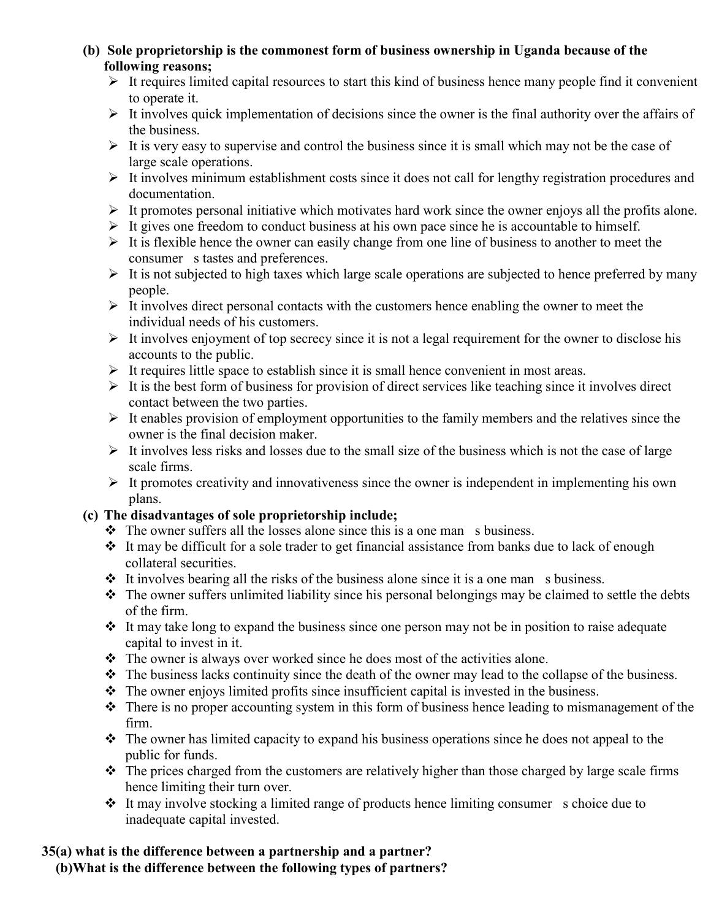**(b) Sole proprietorship is the commonest form of business ownership in Uganda because of the following reasons;**

- It requires limited capital resources to start this kind of business hence many people find it convenient to operate it.
- It involves quick implementation of decisions since the owner is the final authority over the affairs of the business.
- It is very easy to supervise and control the business since it is small which may not be the case of large scale operations.
- It involves minimum establishment costs since it does not call for lengthy registration procedures and documentation.
- It promotes personal initiative which motivates hard work since the owner enjoys all the profits alone.
- It gives one freedom to conduct business at his own pace since he is accountable to himself.
- It is flexible hence the owner can easily change from one line of business to another to meet the consumer s tastes and preferences.
- It is not subjected to high taxes which large scale operations are subjected to hence preferred by many people.
- It involves direct personal contacts with the customers hence enabling the owner to meet the individual needs of his customers.
- It involves enjoyment of top secrecy since it is not a legal requirement for the owner to disclose his accounts to the public.
- It requires little space to establish since it is small hence convenient in most areas.
- It is the best form of business for provision of direct services like teaching since it involves direct contact between the two parties.
- It enables provision of employment opportunities to the family members and the relatives since the owner is the final decision maker.
- It involves less risks and losses due to the small size of the business which is not the case of large scale firms.
- It promotes creativity and innovativeness since the owner is independent in implementing his own plans.

**(c) The disadvantages of sole proprietorship include;**

- The owner suffers all the losses alone since this is a one man s business.
- It may be difficult for a sole trader to get financial assistance from banks due to lack of enough collateral securities.
- It involves bearing all the risks of the business alone since it is a one man s business.
- The owner suffers unlimited liability since his personal belongings may be claimed to settle the debts of the firm.
- It may take long to expand the business since one person may not be in position to raise adequate capital to invest in it.
- The owner is always over worked since he does most of the activities alone.
- The business lacks continuity since the death of the owner may lead to the collapse of the business.
- The owner enjoys limited profits since insufficient capital is invested in the business.
- There is no proper accounting system in this form of business hence leading to mismanagement of the firm.
- The owner has limited capacity to expand his business operations since he does not appeal to the public for funds.
- The prices charged from the customers are relatively higher than those charged by large scale firms hence limiting their turn over.
- It may involve stocking a limited range of products hence limiting consumer s choice due to inadequate capital invested.

**35(a) what is the difference between a partnership and a partner?**

**(b)What is the difference between the following types of partners?**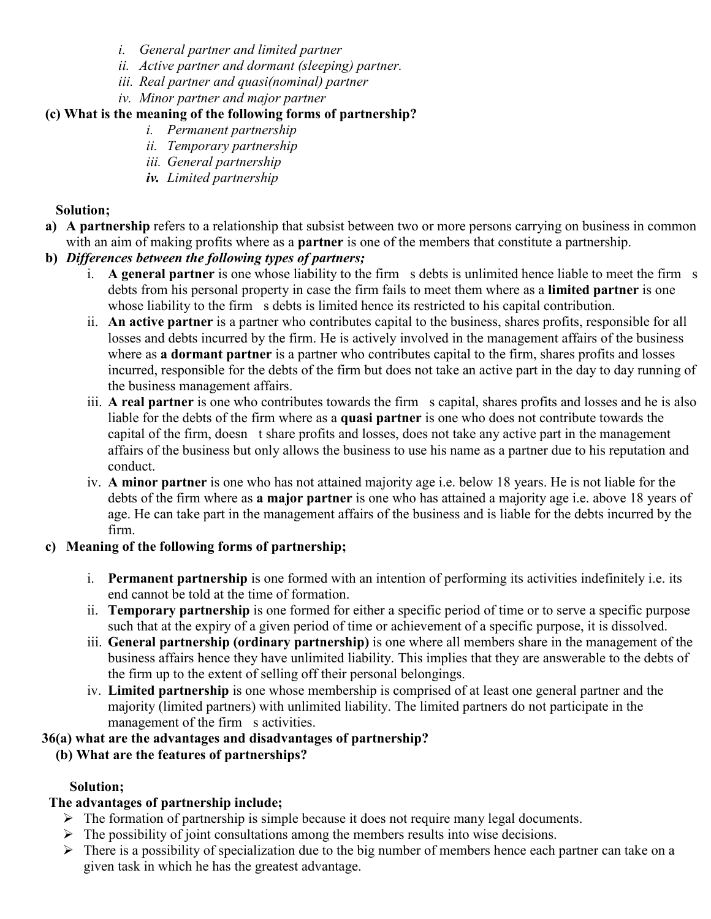i. *General partner and limited partner*
   ii. *Active partner and dormant (sleeping) partner.*
   iii. *Real partner and quasi(nominal) partner*
   iv. *Minor partner and major partner*

**(c) What is the meaning of the following forms of partnership?**

   i. *Permanent partnership*
   ii. *Temporary partnership*
   iii. *General partnership*
   ***iv.*** *Limited partnership*

**Solution;**

**a)** **A partnership** refers to a relationship that subsist between two or more persons carrying on business in common with an aim of making profits where as a **partner** is one of the members that constitute a partnership.

**b)** ***Differences between the following types of partners;***

   i. **A general partner** is one whose liability to the firm s debts is unlimited hence liable to meet the firm s debts from his personal property in case the firm fails to meet them where as a **limited partner** is one whose liability to the firm s debts is limited hence its restricted to his capital contribution.
   ii. **An active partner** is a partner who contributes capital to the business, shares profits, responsible for all losses and debts incurred by the firm. He is actively involved in the management affairs of the business where as **a dormant partner** is a partner who contributes capital to the firm, shares profits and losses incurred, responsible for the debts of the firm but does not take an active part in the day to day running of the business management affairs.
   iii. **A real partner** is one who contributes towards the firm s capital, shares profits and losses and he is also liable for the debts of the firm where as a **quasi partner** is one who does not contribute towards the capital of the firm, doesn t share profits and losses, does not take any active part in the management affairs of the business but only allows the business to use his name as a partner due to his reputation and conduct.
   iv. **A minor partner** is one who has not attained majority age i.e. below 18 years. He is not liable for the debts of the firm where as **a major partner** is one who has attained a majority age i.e. above 18 years of age. He can take part in the management affairs of the business and is liable for the debts incurred by the firm.

**c) Meaning of the following forms of partnership;**

   i. **Permanent partnership** is one formed with an intention of performing its activities indefinitely i.e. its end cannot be told at the time of formation.
   ii. **Temporary partnership** is one formed for either a specific period of time or to serve a specific purpose such that at the expiry of a given period of time or achievement of a specific purpose, it is dissolved.
   iii. **General partnership (ordinary partnership)** is one where all members share in the management of the business affairs hence they have unlimited liability. This implies that they are answerable to the debts of the firm up to the extent of selling off their personal belongings.
   iv. **Limited partnership** is one whose membership is comprised of at least one general partner and the majority (limited partners) with unlimited liability. The limited partners do not participate in the management of the firm s activities.

**36(a) what are the advantages and disadvantages of partnership?**

**(b) What are the features of partnerships?**

**Solution;**

**The advantages of partnership include;**

- The formation of partnership is simple because it does not require many legal documents.
- The possibility of joint consultations among the members results into wise decisions.
- There is a possibility of specialization due to the big number of members hence each partner can take on a given task in which he has the greatest advantage.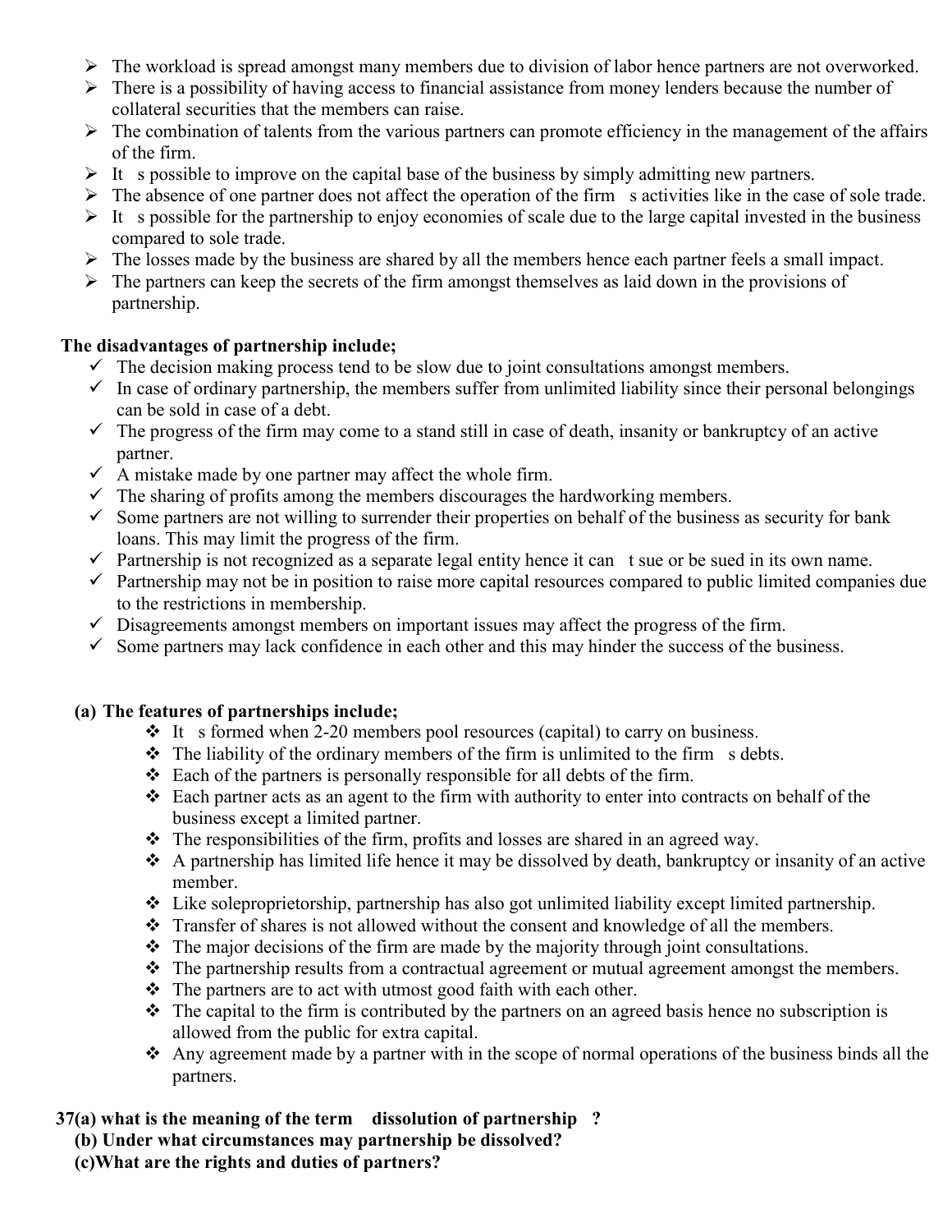- The workload is spread amongst many members due to division of labor hence partners are not overworked.
- There is a possibility of having access to financial assistance from money lenders because the number of collateral securities that the members can raise.
- The combination of talents from the various partners can promote efficiency in the management of the affairs of the firm.
- It s possible to improve on the capital base of the business by simply admitting new partners.
- The absence of one partner does not affect the operation of the firm s activities like in the case of sole trade.
- It s possible for the partnership to enjoy economies of scale due to the large capital invested in the business compared to sole trade.
- The losses made by the business are shared by all the members hence each partner feels a small impact.
- The partners can keep the secrets of the firm amongst themselves as laid down in the provisions of partnership.

**The disadvantages of partnership include;**

- The decision making process tend to be slow due to joint consultations amongst members.
- In case of ordinary partnership, the members suffer from unlimited liability since their personal belongings can be sold in case of a debt.
- The progress of the firm may come to a stand still in case of death, insanity or bankruptcy of an active partner.
- A mistake made by one partner may affect the whole firm.
- The sharing of profits among the members discourages the hardworking members.
- Some partners are not willing to surrender their properties on behalf of the business as security for bank loans. This may limit the progress of the firm.
- Partnership is not recognized as a separate legal entity hence it can t sue or be sued in its own name.
- Partnership may not be in position to raise more capital resources compared to public limited companies due to the restrictions in membership.
- Disagreements amongst members on important issues may affect the progress of the firm.
- Some partners may lack confidence in each other and this may hinder the success of the business.

**(a) The features of partnerships include;**

- It s formed when 2-20 members pool resources (capital) to carry on business.
- The liability of the ordinary members of the firm is unlimited to the firm s debts.
- Each of the partners is personally responsible for all debts of the firm.
- Each partner acts as an agent to the firm with authority to enter into contracts on behalf of the business except a limited partner.
- The responsibilities of the firm, profits and losses are shared in an agreed way.
- A partnership has limited life hence it may be dissolved by death, bankruptcy or insanity of an active member.
- Like soleproprietorship, partnership has also got unlimited liability except limited partnership.
- Transfer of shares is not allowed without the consent and knowledge of all the members.
- The major decisions of the firm are made by the majority through joint consultations.
- The partnership results from a contractual agreement or mutual agreement amongst the members.
- The partners are to act with utmost good faith with each other.
- The capital to the firm is contributed by the partners on an agreed basis hence no subscription is allowed from the public for extra capital.
- Any agreement made by a partner with in the scope of normal operations of the business binds all the partners.

**37(a) what is the meaning of the term dissolution of partnership ?**
**(b) Under what circumstances may partnership be dissolved?**
**(c)What are the rights and duties of partners?**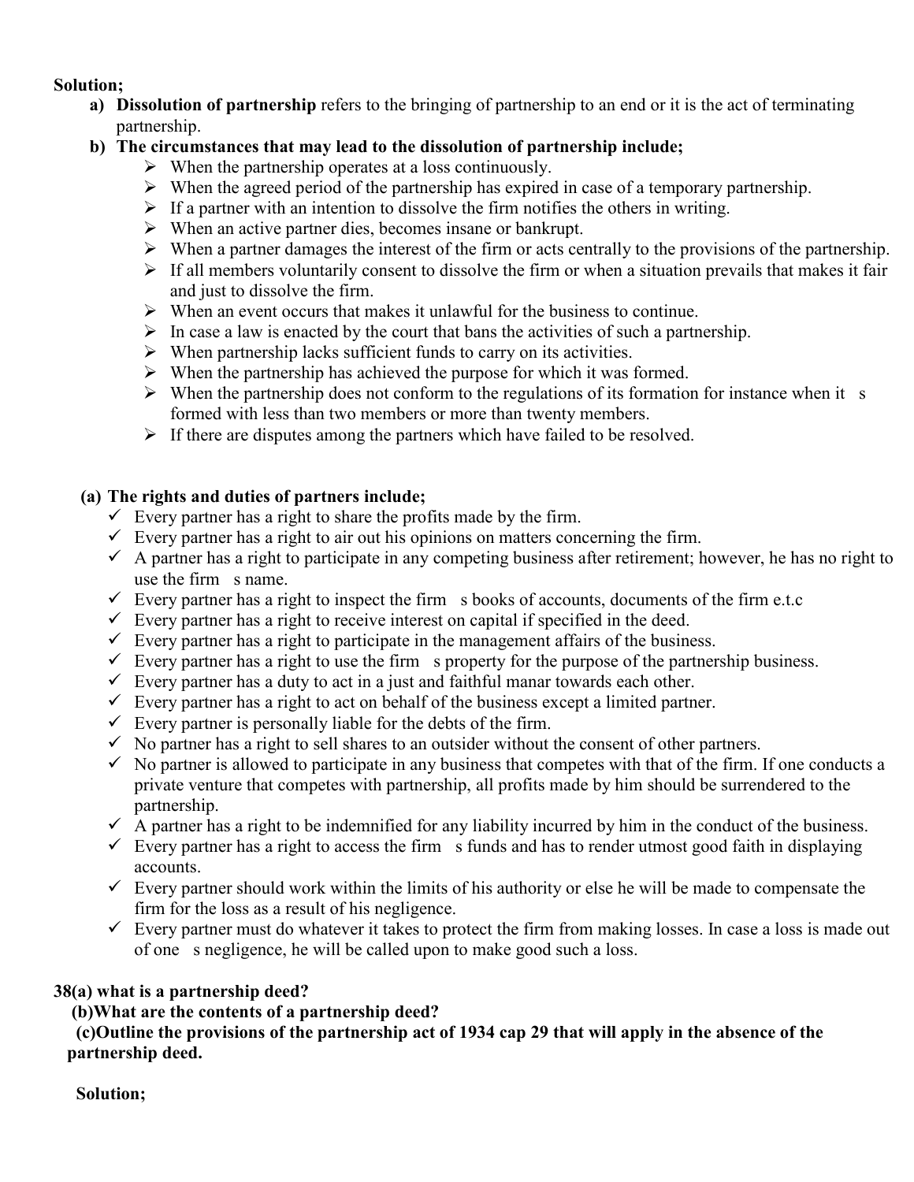**Solution;**

a) **Dissolution of partnership** refers to the bringing of partnership to an end or it is the act of terminating partnership.

b) **The circumstances that may lead to the dissolution of partnership include;**

- When the partnership operates at a loss continuously.
- When the agreed period of the partnership has expired in case of a temporary partnership.
- If a partner with an intention to dissolve the firm notifies the others in writing.
- When an active partner dies, becomes insane or bankrupt.
- When a partner damages the interest of the firm or acts centrally to the provisions of the partnership.
- If all members voluntarily consent to dissolve the firm or when a situation prevails that makes it fair and just to dissolve the firm.
- When an event occurs that makes it unlawful for the business to continue.
- In case a law is enacted by the court that bans the activities of such a partnership.
- When partnership lacks sufficient funds to carry on its activities.
- When the partnership has achieved the purpose for which it was formed.
- When the partnership does not conform to the regulations of its formation for instance when it s formed with less than two members or more than twenty members.
- If there are disputes among the partners which have failed to be resolved.

**(a) The rights and duties of partners include;**

- ✓ Every partner has a right to share the profits made by the firm.
- ✓ Every partner has a right to air out his opinions on matters concerning the firm.
- ✓ A partner has a right to participate in any competing business after retirement; however, he has no right to use the firm s name.
- ✓ Every partner has a right to inspect the firm s books of accounts, documents of the firm e.t.c
- ✓ Every partner has a right to receive interest on capital if specified in the deed.
- ✓ Every partner has a right to participate in the management affairs of the business.
- ✓ Every partner has a right to use the firm s property for the purpose of the partnership business.
- ✓ Every partner has a duty to act in a just and faithful manar towards each other.
- ✓ Every partner has a right to act on behalf of the business except a limited partner.
- ✓ Every partner is personally liable for the debts of the firm.
- ✓ No partner has a right to sell shares to an outsider without the consent of other partners.
- ✓ No partner is allowed to participate in any business that competes with that of the firm. If one conducts a private venture that competes with partnership, all profits made by him should be surrendered to the partnership.
- ✓ A partner has a right to be indemnified for any liability incurred by him in the conduct of the business.
- ✓ Every partner has a right to access the firm s funds and has to render utmost good faith in displaying accounts.
- ✓ Every partner should work within the limits of his authority or else he will be made to compensate the firm for the loss as a result of his negligence.
- ✓ Every partner must do whatever it takes to protect the firm from making losses. In case a loss is made out of one s negligence, he will be called upon to make good such a loss.

**38(a) what is a partnership deed?**

**(b)What are the contents of a partnership deed?**

**(c)Outline the provisions of the partnership act of 1934 cap 29 that will apply in the absence of the partnership deed.**

**Solution;**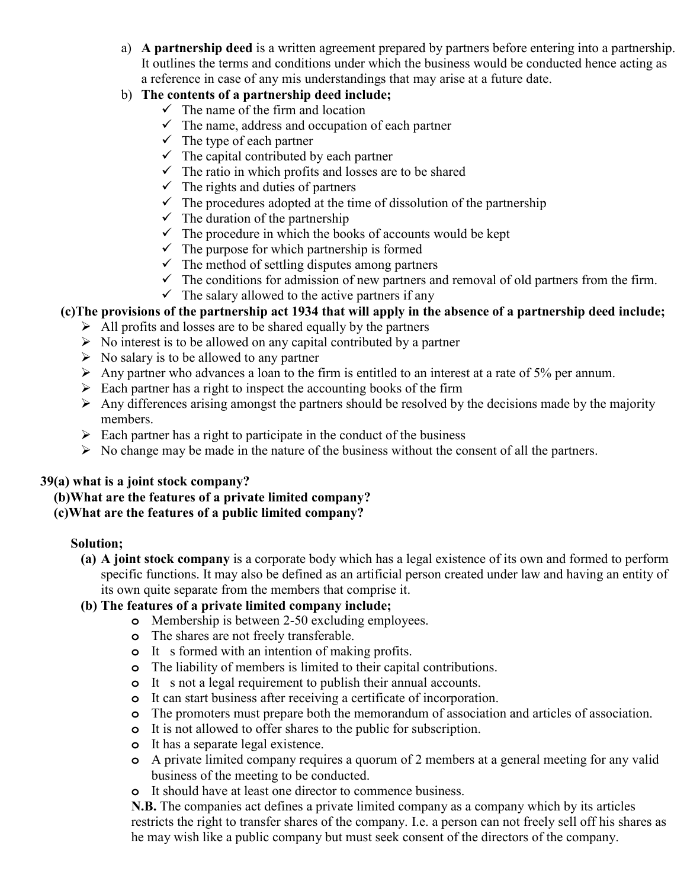a) **A partnership deed** is a written agreement prepared by partners before entering into a partnership. It outlines the terms and conditions under which the business would be conducted hence acting as a reference in case of any mis understandings that may arise at a future date.

b) **The contents of a partnership deed include;**
   - ✓ The name of the firm and location
   - ✓ The name, address and occupation of each partner
   - ✓ The type of each partner
   - ✓ The capital contributed by each partner
   - ✓ The ratio in which profits and losses are to be shared
   - ✓ The rights and duties of partners
   - ✓ The procedures adopted at the time of dissolution of the partnership
   - ✓ The duration of the partnership
   - ✓ The procedure in which the books of accounts would be kept
   - ✓ The purpose for which partnership is formed
   - ✓ The method of settling disputes among partners
   - ✓ The conditions for admission of new partners and removal of old partners from the firm.
   - ✓ The salary allowed to the active partners if any

**(c)The provisions of the partnership act 1934 that will apply in the absence of a partnership deed include;**

- ➢ All profits and losses are to be shared equally by the partners
- ➢ No interest is to be allowed on any capital contributed by a partner
- ➢ No salary is to be allowed to any partner
- ➢ Any partner who advances a loan to the firm is entitled to an interest at a rate of 5% per annum.
- ➢ Each partner has a right to inspect the accounting books of the firm
- ➢ Any differences arising amongst the partners should be resolved by the decisions made by the majority members.
- ➢ Each partner has a right to participate in the conduct of the business
- ➢ No change may be made in the nature of the business without the consent of all the partners.

**39(a) what is a joint stock company?**
**(b)What are the features of a private limited company?**
**(c)What are the features of a public limited company?**

**Solution;**

**(a) A joint stock company** is a corporate body which has a legal existence of its own and formed to perform specific functions. It may also be defined as an artificial person created under law and having an entity of its own quite separate from the members that comprise it.

**(b) The features of a private limited company include;**

- Membership is between 2-50 excluding employees.
- The shares are not freely transferable.
- It s formed with an intention of making profits.
- The liability of members is limited to their capital contributions.
- It s not a legal requirement to publish their annual accounts.
- It can start business after receiving a certificate of incorporation.
- The promoters must prepare both the memorandum of association and articles of association.
- It is not allowed to offer shares to the public for subscription.
- It has a separate legal existence.
- A private limited company requires a quorum of 2 members at a general meeting for any valid business of the meeting to be conducted.
- It should have at least one director to commence business.

**N.B.** The companies act defines a private limited company as a company which by its articles restricts the right to transfer shares of the company. I.e. a person can not freely sell off his shares as he may wish like a public company but must seek consent of the directors of the company.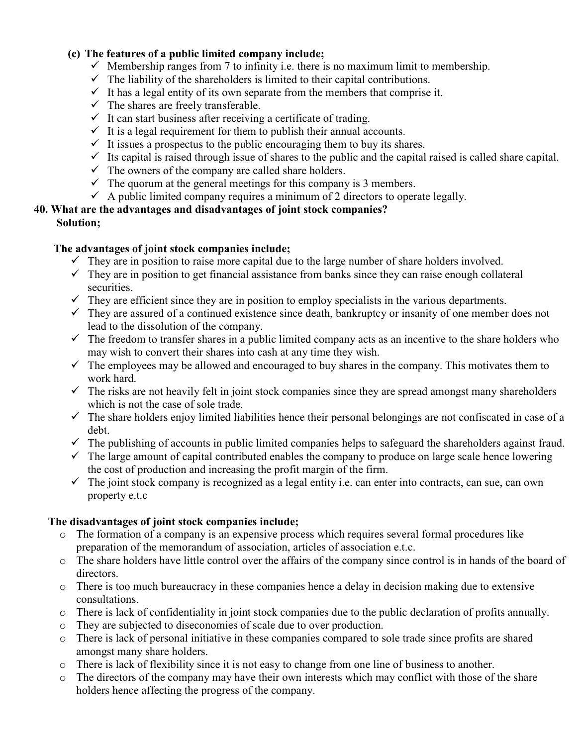**(c) The features of a public limited company include;**

- ✓ Membership ranges from 7 to infinity i.e. there is no maximum limit to membership.
- ✓ The liability of the shareholders is limited to their capital contributions.
- ✓ It has a legal entity of its own separate from the members that comprise it.
- ✓ The shares are freely transferable.
- ✓ It can start business after receiving a certificate of trading.
- ✓ It is a legal requirement for them to publish their annual accounts.
- ✓ It issues a prospectus to the public encouraging them to buy its shares.
- ✓ Its capital is raised through issue of shares to the public and the capital raised is called share capital.
- ✓ The owners of the company are called share holders.
- ✓ The quorum at the general meetings for this company is 3 members.
- ✓ A public limited company requires a minimum of 2 directors to operate legally.

**40. What are the advantages and disadvantages of joint stock companies?**

**Solution;**

**The advantages of joint stock companies include;**

- ✓ They are in position to raise more capital due to the large number of share holders involved.
- ✓ They are in position to get financial assistance from banks since they can raise enough collateral securities.
- ✓ They are efficient since they are in position to employ specialists in the various departments.
- ✓ They are assured of a continued existence since death, bankruptcy or insanity of one member does not lead to the dissolution of the company.
- ✓ The freedom to transfer shares in a public limited company acts as an incentive to the share holders who may wish to convert their shares into cash at any time they wish.
- ✓ The employees may be allowed and encouraged to buy shares in the company. This motivates them to work hard.
- ✓ The risks are not heavily felt in joint stock companies since they are spread amongst many shareholders which is not the case of sole trade.
- ✓ The share holders enjoy limited liabilities hence their personal belongings are not confiscated in case of a debt.
- ✓ The publishing of accounts in public limited companies helps to safeguard the shareholders against fraud.
- ✓ The large amount of capital contributed enables the company to produce on large scale hence lowering the cost of production and increasing the profit margin of the firm.
- ✓ The joint stock company is recognized as a legal entity i.e. can enter into contracts, can sue, can own property e.t.c

**The disadvantages of joint stock companies include;**

- The formation of a company is an expensive process which requires several formal procedures like preparation of the memorandum of association, articles of association e.t.c.
- The share holders have little control over the affairs of the company since control is in hands of the board of directors.
- There is too much bureaucracy in these companies hence a delay in decision making due to extensive consultations.
- There is lack of confidentiality in joint stock companies due to the public declaration of profits annually.
- They are subjected to diseconomies of scale due to over production.
- There is lack of personal initiative in these companies compared to sole trade since profits are shared amongst many share holders.
- There is lack of flexibility since it is not easy to change from one line of business to another.
- The directors of the company may have their own interests which may conflict with those of the share holders hence affecting the progress of the company.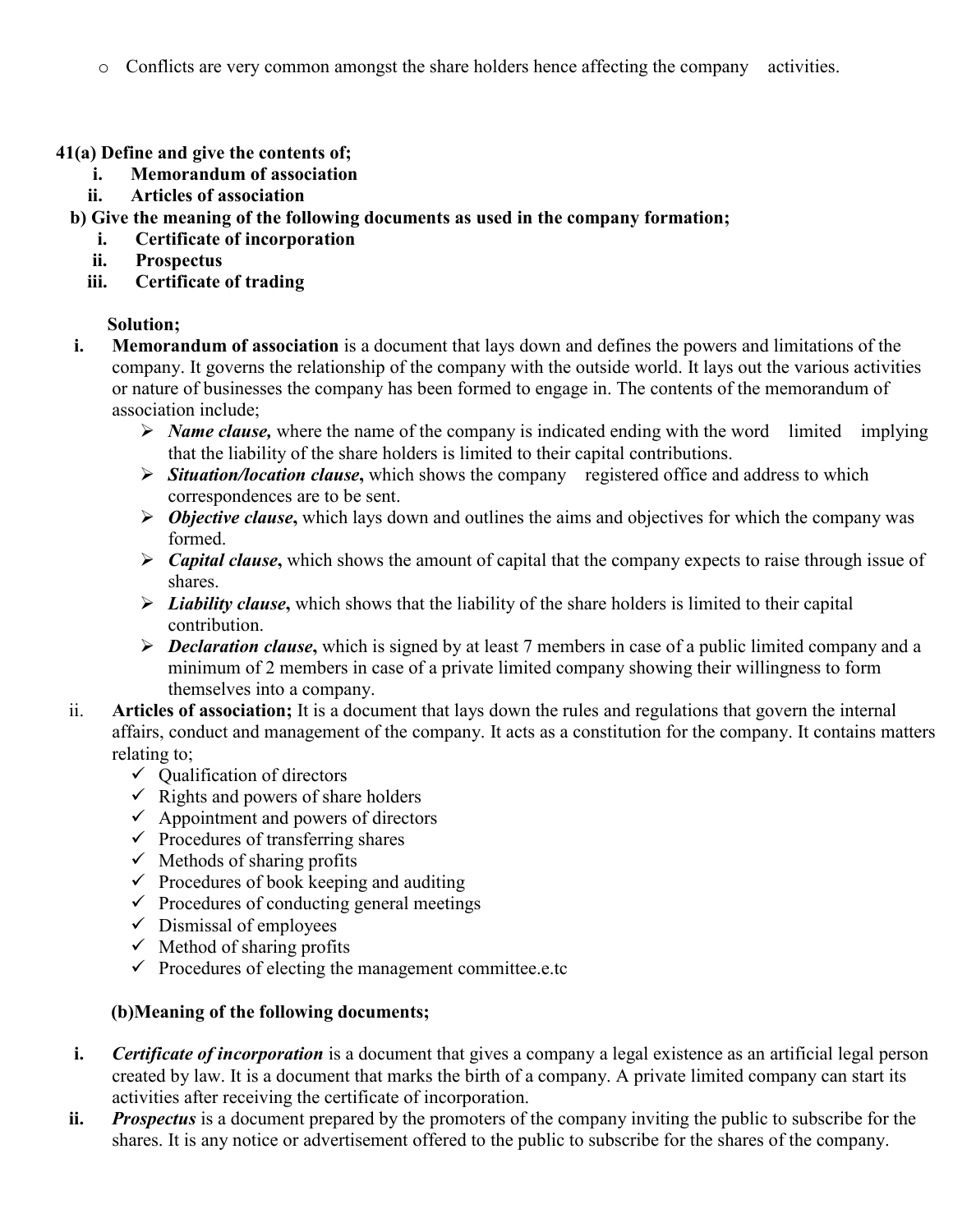- Conflicts are very common amongst the share holders hence affecting the company activities.

**41(a) Define and give the contents of;**

i. **Memorandum of association**
ii. **Articles of association**

**b) Give the meaning of the following documents as used in the company formation;**

i. **Certificate of incorporation**
ii. **Prospectus**
iii. **Certificate of trading**

**Solution;**

i. **Memorandum of association** is a document that lays down and defines the powers and limitations of the company. It governs the relationship of the company with the outside world. It lays out the various activities or nature of businesses the company has been formed to engage in. The contents of the memorandum of association include;
   - ***Name clause,*** where the name of the company is indicated ending with the word limited implying that the liability of the share holders is limited to their capital contributions.
   - ***Situation/location clause*****,** which shows the company registered office and address to which correspondences are to be sent.
   - ***Objective clause*****,** which lays down and outlines the aims and objectives for which the company was formed.
   - ***Capital clause*****,** which shows the amount of capital that the company expects to raise through issue of shares.
   - ***Liability clause*****,** which shows that the liability of the share holders is limited to their capital contribution.
   - ***Declaration clause*****,** which is signed by at least 7 members in case of a public limited company and a minimum of 2 members in case of a private limited company showing their willingness to form themselves into a company.

ii. **Articles of association;** It is a document that lays down the rules and regulations that govern the internal affairs, conduct and management of the company. It acts as a constitution for the company. It contains matters relating to;
   - ✓ Qualification of directors
   - ✓ Rights and powers of share holders
   - ✓ Appointment and powers of directors
   - ✓ Procedures of transferring shares
   - ✓ Methods of sharing profits
   - ✓ Procedures of book keeping and auditing
   - ✓ Procedures of conducting general meetings
   - ✓ Dismissal of employees
   - ✓ Method of sharing profits
   - ✓ Procedures of electing the management committee.e.tc

**(b)Meaning of the following documents;**

i. ***Certificate of incorporation*** is a document that gives a company a legal existence as an artificial legal person created by law. It is a document that marks the birth of a company. A private limited company can start its activities after receiving the certificate of incorporation.

ii. ***Prospectus*** is a document prepared by the promoters of the company inviting the public to subscribe for the shares. It is any notice or advertisement offered to the public to subscribe for the shares of the company.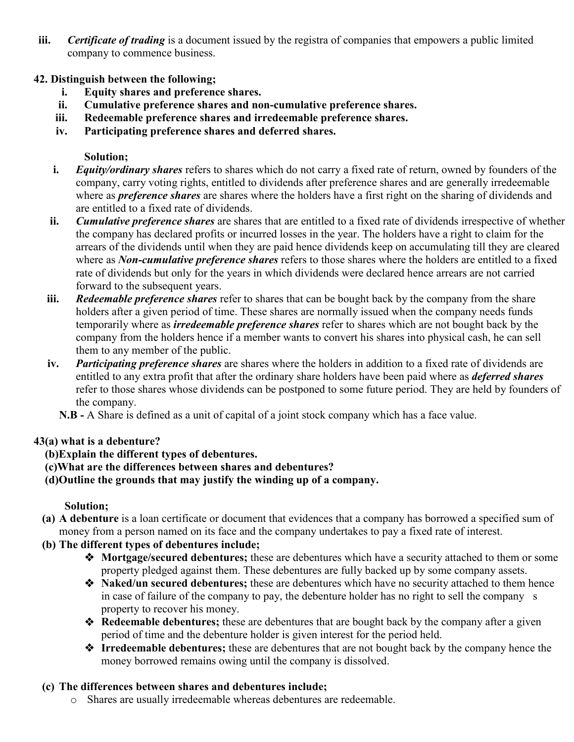iii. ***Certificate of trading*** is a document issued by the registra of companies that empowers a public limited company to commence business.

**42. Distinguish between the following;**

i. **Equity shares and preference shares.**

ii. **Cumulative preference shares and non-cumulative preference shares.**

iii. **Redeemable preference shares and irredeemable preference shares.**

iv. **Participating preference shares and deferred shares.**

**Solution;**

i. ***Equity/ordinary shares*** refers to shares which do not carry a fixed rate of return, owned by founders of the company, carry voting rights, entitled to dividends after preference shares and are generally irredeemable where as ***preference shares*** are shares where the holders have a first right on the sharing of dividends and are entitled to a fixed rate of dividends.

ii. ***Cumulative preference shares*** are shares that are entitled to a fixed rate of dividends irrespective of whether the company has declared profits or incurred losses in the year. The holders have a right to claim for the arrears of the dividends until when they are paid hence dividends keep on accumulating till they are cleared where as ***Non-cumulative preference shares*** refers to those shares where the holders are entitled to a fixed rate of dividends but only for the years in which dividends were declared hence arrears are not carried forward to the subsequent years.

iii. ***Redeemable preference shares*** refer to shares that can be bought back by the company from the share holders after a given period of time. These shares are normally issued when the company needs funds temporarily where as ***irredeemable preference shares*** refer to shares which are not bought back by the company from the holders hence if a member wants to convert his shares into physical cash, he can sell them to any member of the public.

iv. ***Participating preference shares*** are shares where the holders in addition to a fixed rate of dividends are entitled to any extra profit that after the ordinary share holders have been paid where as ***deferred shares*** refer to those shares whose dividends can be postponed to some future period. They are held by founders of the company.

**N.B -** A Share is defined as a unit of capital of a joint stock company which has a face value.

**43(a) what is a debenture?**

**(b)Explain the different types of debentures.**

**(c)What are the differences between shares and debentures?**

**(d)Outline the grounds that may justify the winding up of a company.**

**Solution;**

**(a) A debenture** is a loan certificate or document that evidences that a company has borrowed a specified sum of money from a person named on its face and the company undertakes to pay a fixed rate of interest.

**(b) The different types of debentures include;**

- **Mortgage/secured debentures;** these are debentures which have a security attached to them or some property pledged against them. These debentures are fully backed up by some company assets.
- **Naked/un secured debentures;** these are debentures which have no security attached to them hence in case of failure of the company to pay, the debenture holder has no right to sell the company s property to recover his money.
- **Redeemable debentures;** these are debentures that are bought back by the company after a given period of time and the debenture holder is given interest for the period held.
- **Irredeemable debentures;** these are debentures that are not bought back by the company hence the money borrowed remains owing until the company is dissolved.

**(c) The differences between shares and debentures include;**

- Shares are usually irredeemable whereas debentures are redeemable.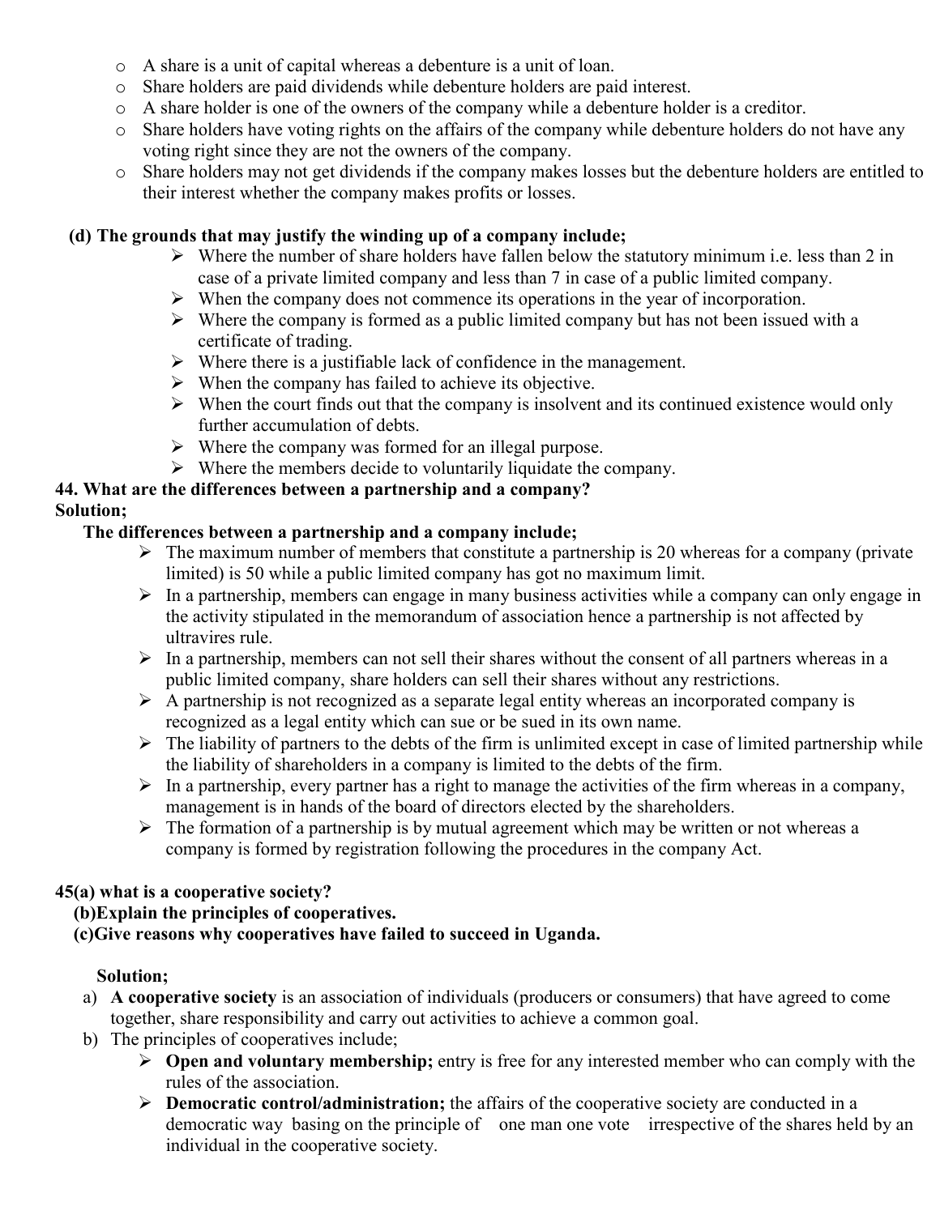- A share is a unit of capital whereas a debenture is a unit of loan.
- Share holders are paid dividends while debenture holders are paid interest.
- A share holder is one of the owners of the company while a debenture holder is a creditor.
- Share holders have voting rights on the affairs of the company while debenture holders do not have any voting right since they are not the owners of the company.
- Share holders may not get dividends if the company makes losses but the debenture holders are entitled to their interest whether the company makes profits or losses.

**(d) The grounds that may justify the winding up of a company include;**

- Where the number of share holders have fallen below the statutory minimum i.e. less than 2 in case of a private limited company and less than 7 in case of a public limited company.
- When the company does not commence its operations in the year of incorporation.
- Where the company is formed as a public limited company but has not been issued with a certificate of trading.
- Where there is a justifiable lack of confidence in the management.
- When the company has failed to achieve its objective.
- When the court finds out that the company is insolvent and its continued existence would only further accumulation of debts.
- Where the company was formed for an illegal purpose.
- Where the members decide to voluntarily liquidate the company.

**44. What are the differences between a partnership and a company?**

**Solution;**

**The differences between a partnership and a company include;**

- The maximum number of members that constitute a partnership is 20 whereas for a company (private limited) is 50 while a public limited company has got no maximum limit.
- In a partnership, members can engage in many business activities while a company can only engage in the activity stipulated in the memorandum of association hence a partnership is not affected by ultravires rule.
- In a partnership, members can not sell their shares without the consent of all partners whereas in a public limited company, share holders can sell their shares without any restrictions.
- A partnership is not recognized as a separate legal entity whereas an incorporated company is recognized as a legal entity which can sue or be sued in its own name.
- The liability of partners to the debts of the firm is unlimited except in case of limited partnership while the liability of shareholders in a company is limited to the debts of the firm.
- In a partnership, every partner has a right to manage the activities of the firm whereas in a company, management is in hands of the board of directors elected by the shareholders.
- The formation of a partnership is by mutual agreement which may be written or not whereas a company is formed by registration following the procedures in the company Act.

**45(a) what is a cooperative society?**

**(b)Explain the principles of cooperatives.**

**(c)Give reasons why cooperatives have failed to succeed in Uganda.**

**Solution;**

a) **A cooperative society** is an association of individuals (producers or consumers) that have agreed to come together, share responsibility and carry out activities to achieve a common goal.

b) The principles of cooperatives include;

- **Open and voluntary membership;** entry is free for any interested member who can comply with the rules of the association.
- **Democratic control/administration;** the affairs of the cooperative society are conducted in a democratic way basing on the principle of one man one vote irrespective of the shares held by an individual in the cooperative society.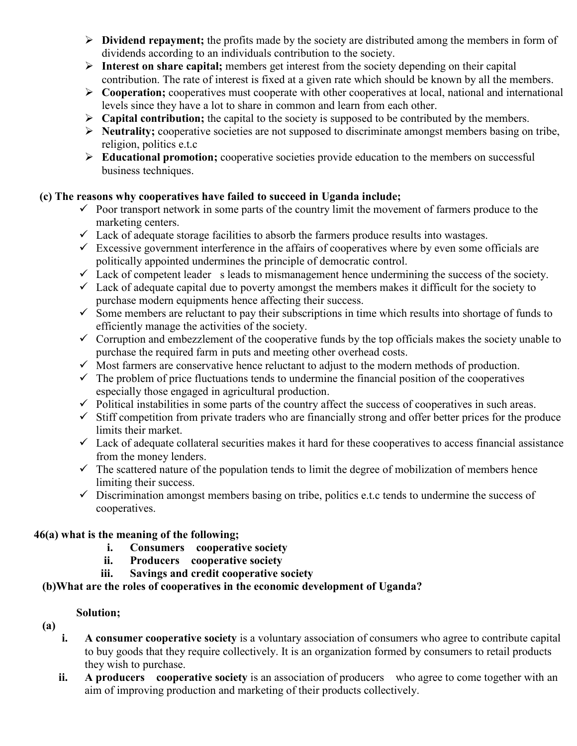- **Dividend repayment;** the profits made by the society are distributed among the members in form of dividends according to an individuals contribution to the society.
- **Interest on share capital;** members get interest from the society depending on their capital contribution. The rate of interest is fixed at a given rate which should be known by all the members.
- **Cooperation;** cooperatives must cooperate with other cooperatives at local, national and international levels since they have a lot to share in common and learn from each other.
- **Capital contribution;** the capital to the society is supposed to be contributed by the members.
- **Neutrality;** cooperative societies are not supposed to discriminate amongst members basing on tribe, religion, politics e.t.c
- **Educational promotion;** cooperative societies provide education to the members on successful business techniques.

**(c) The reasons why cooperatives have failed to succeed in Uganda include;**

- Poor transport network in some parts of the country limit the movement of farmers produce to the marketing centers.
- Lack of adequate storage facilities to absorb the farmers produce results into wastages.
- Excessive government interference in the affairs of cooperatives where by even some officials are politically appointed undermines the principle of democratic control.
- Lack of competent leader s leads to mismanagement hence undermining the success of the society.
- Lack of adequate capital due to poverty amongst the members makes it difficult for the society to purchase modern equipments hence affecting their success.
- Some members are reluctant to pay their subscriptions in time which results into shortage of funds to efficiently manage the activities of the society.
- Corruption and embezzlement of the cooperative funds by the top officials makes the society unable to purchase the required farm in puts and meeting other overhead costs.
- Most farmers are conservative hence reluctant to adjust to the modern methods of production.
- The problem of price fluctuations tends to undermine the financial position of the cooperatives especially those engaged in agricultural production.
- Political instabilities in some parts of the country affect the success of cooperatives in such areas.
- Stiff competition from private traders who are financially strong and offer better prices for the produce limits their market.
- Lack of adequate collateral securities makes it hard for these cooperatives to access financial assistance from the money lenders.
- The scattered nature of the population tends to limit the degree of mobilization of members hence limiting their success.
- Discrimination amongst members basing on tribe, politics e.t.c tends to undermine the success of cooperatives.

**46(a) what is the meaning of the following;**

i. **Consumers cooperative society**
ii. **Producers cooperative society**
iii. **Savings and credit cooperative society**

**(b)What are the roles of cooperatives in the economic development of Uganda?**

**Solution;**

**(a)**

i. **A consumer cooperative society** is a voluntary association of consumers who agree to contribute capital to buy goods that they require collectively. It is an organization formed by consumers to retail products they wish to purchase.

ii. **A producers cooperative society** is an association of producers who agree to come together with an aim of improving production and marketing of their products collectively.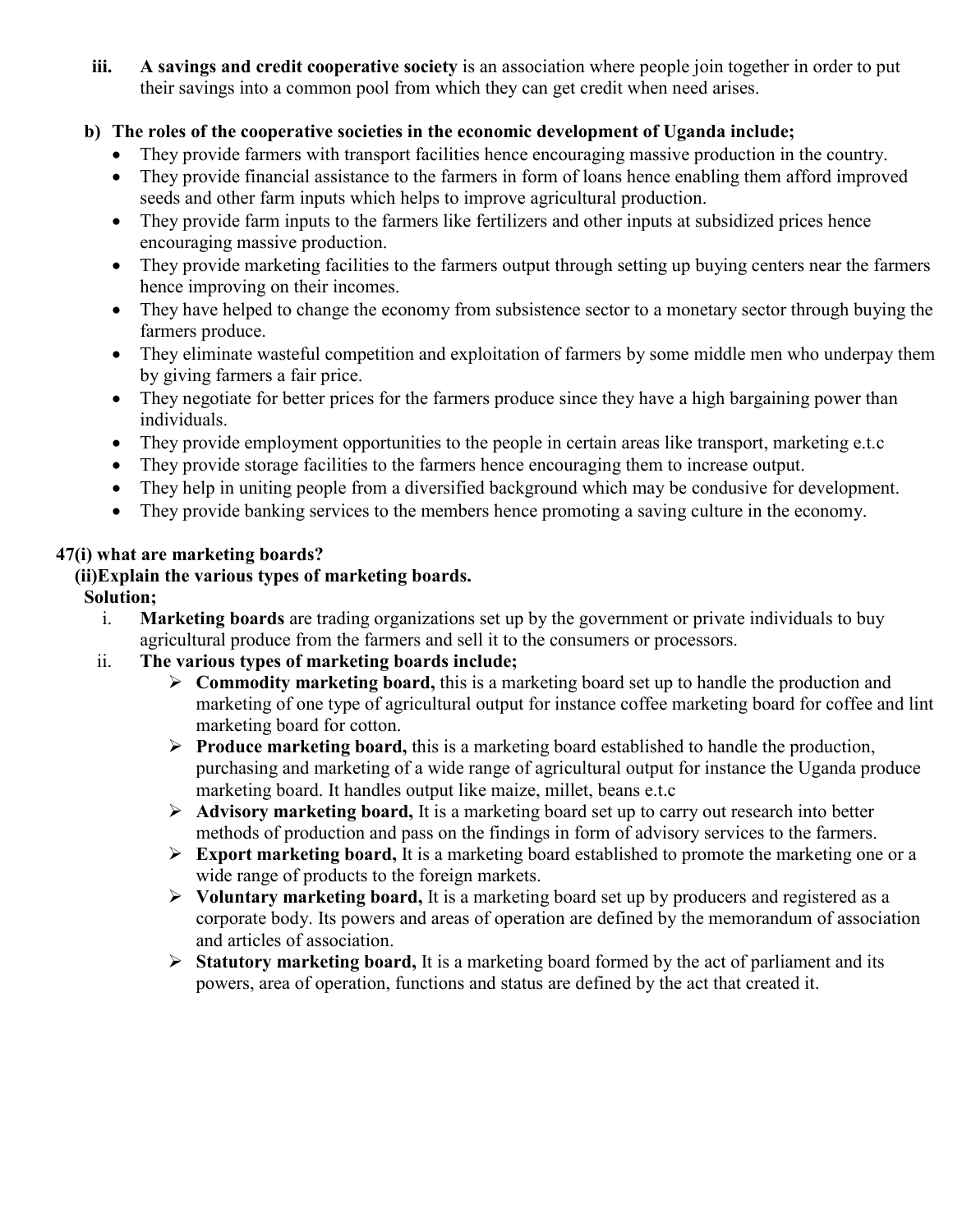iii. **A savings and credit cooperative society** is an association where people join together in order to put their savings into a common pool from which they can get credit when need arises.

**b) The roles of the cooperative societies in the economic development of Uganda include;**

- They provide farmers with transport facilities hence encouraging massive production in the country.
- They provide financial assistance to the farmers in form of loans hence enabling them afford improved seeds and other farm inputs which helps to improve agricultural production.
- They provide farm inputs to the farmers like fertilizers and other inputs at subsidized prices hence encouraging massive production.
- They provide marketing facilities to the farmers output through setting up buying centers near the farmers hence improving on their incomes.
- They have helped to change the economy from subsistence sector to a monetary sector through buying the farmers produce.
- They eliminate wasteful competition and exploitation of farmers by some middle men who underpay them by giving farmers a fair price.
- They negotiate for better prices for the farmers produce since they have a high bargaining power than individuals.
- They provide employment opportunities to the people in certain areas like transport, marketing e.t.c
- They provide storage facilities to the farmers hence encouraging them to increase output.
- They help in uniting people from a diversified background which may be condusive for development.
- They provide banking services to the members hence promoting a saving culture in the economy.

**47(i) what are marketing boards?**

**(ii)Explain the various types of marketing boards.**

**Solution;**

i. **Marketing boards** are trading organizations set up by the government or private individuals to buy agricultural produce from the farmers and sell it to the consumers or processors.

ii. **The various types of marketing boards include;**

- **Commodity marketing board,** this is a marketing board set up to handle the production and marketing of one type of agricultural output for instance coffee marketing board for coffee and lint marketing board for cotton.
- **Produce marketing board,** this is a marketing board established to handle the production, purchasing and marketing of a wide range of agricultural output for instance the Uganda produce marketing board. It handles output like maize, millet, beans e.t.c
- **Advisory marketing board,** It is a marketing board set up to carry out research into better methods of production and pass on the findings in form of advisory services to the farmers.
- **Export marketing board,** It is a marketing board established to promote the marketing one or a wide range of products to the foreign markets.
- **Voluntary marketing board,** It is a marketing board set up by producers and registered as a corporate body. Its powers and areas of operation are defined by the memorandum of association and articles of association.
- **Statutory marketing board,** It is a marketing board formed by the act of parliament and its powers, area of operation, functions and status are defined by the act that created it.